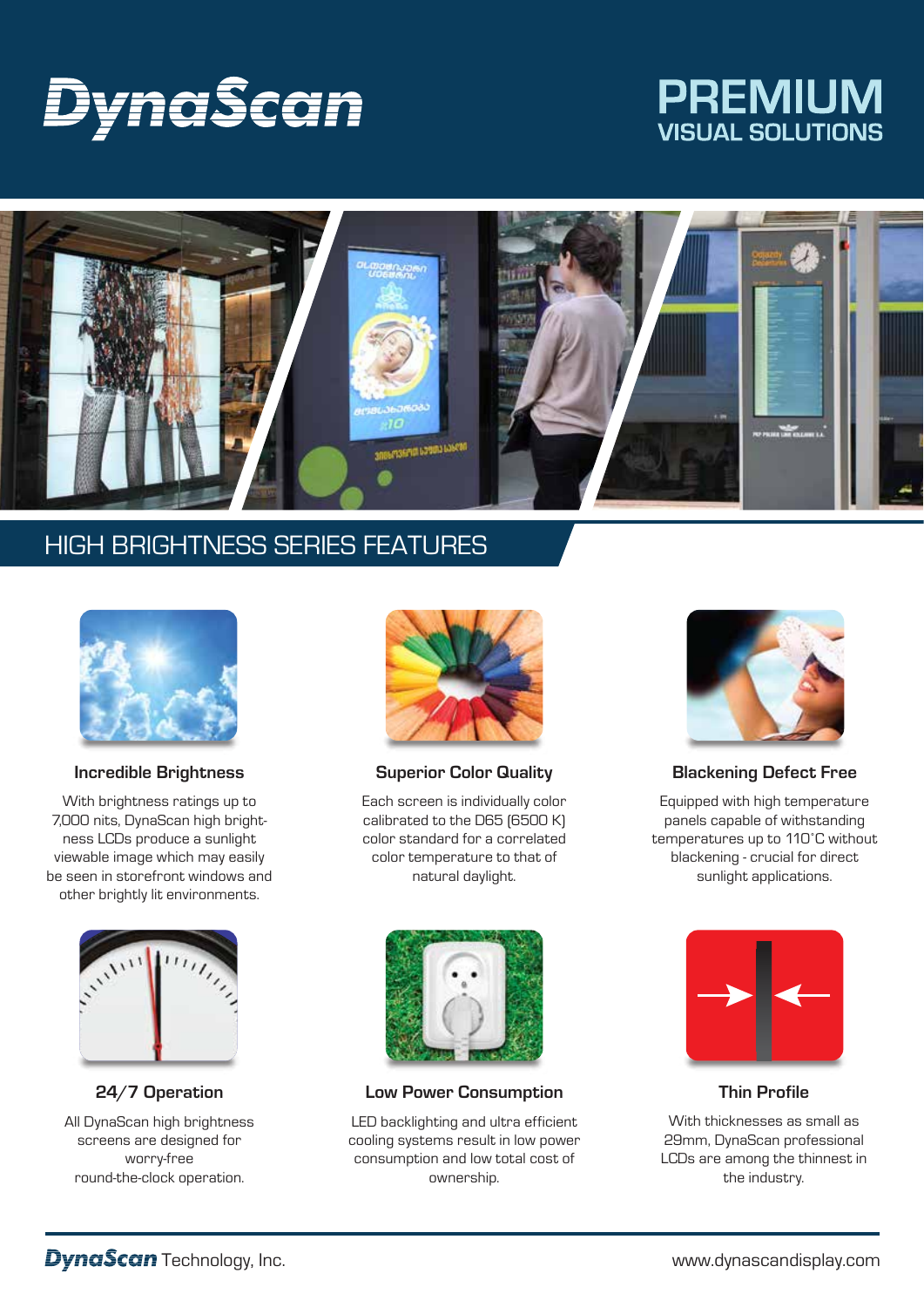# DynaScan

## PREMIUM
## VISUAL SOLUTIONS

## HIGH BRIGHTNESS SERIES FEATURES

### Incredible Brightness

With brightness ratings up to 7,000 nits, DynaScan high brightness LCDs produce a sunlight viewable image which may easily be seen in storefront windows and other brightly lit environments.

### Superior Color Quality

Each screen is individually color calibrated to the D65 (6500 K) color standard for a correlated color temperature to that of natural daylight.

### Blackening Defect Free

Equipped with high temperature panels capable of withstanding temperatures up to 110°C without blackening - crucial for direct sunlight applications.

### 24/7 Operation

All DynaScan high brightness screens are designed for worry-free round-the-clock operation.

### Low Power Consumption

LED backlighting and ultra efficient cooling systems result in low power consumption and low total cost of ownership.

### Thin Profile

With thicknesses as small as 29mm, DynaScan professional LCDs are among the thinnest in the industry.

DynaScan Technology, Inc. www.dynascandisplay.com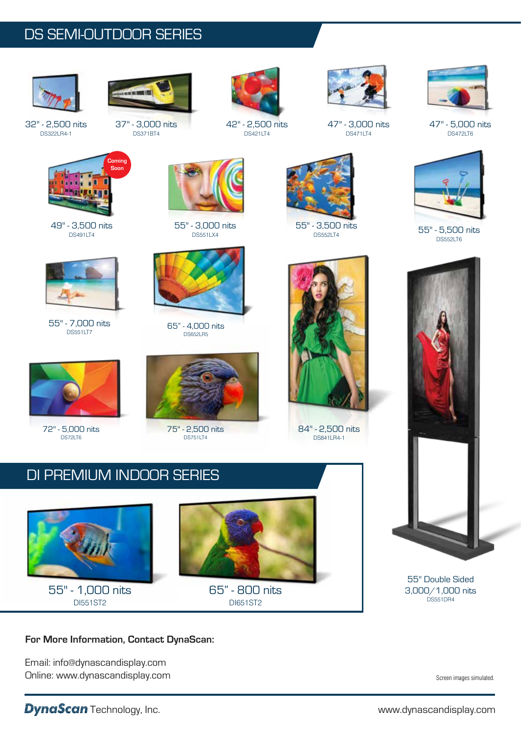## DS SEMI-OUTDOOR SERIES

32" - 2,500 nits
DS322LR4-1

37" - 3,000 nits
DS371BT4

42" - 2,500 nits
DS421LT4

47" - 3,000 nits
DS471LT4

47" - 5,000 nits
DS472LT6

Coming Soon

49" - 3,500 nits
DS491LT4

55" - 3,000 nits
DS551LX4

55" - 3,500 nits
DS552LT4

55" - 5,500 nits
DS552LT6

55" - 7,000 nits
DS551LT7

65" - 4,000 nits
DS652LR5

72" - 5,000 nits
DS72LT6

75" - 2,500 nits
DS751LT4

84" - 2,500 nits
DS841LR4-1

55" Double Sided
3,000/1,000 nits
DS551DR4

## DI PREMIUM INDOOR SERIES

55" - 1,000 nits
DI551ST2

65" - 800 nits
DI651ST2

**For More Information, Contact DynaScan:**

Email: info@dynascandisplay.com
Online: www.dynascandisplay.com

Screen images simulated.

DynaScan Technology, Inc.

www.dynascandisplay.com